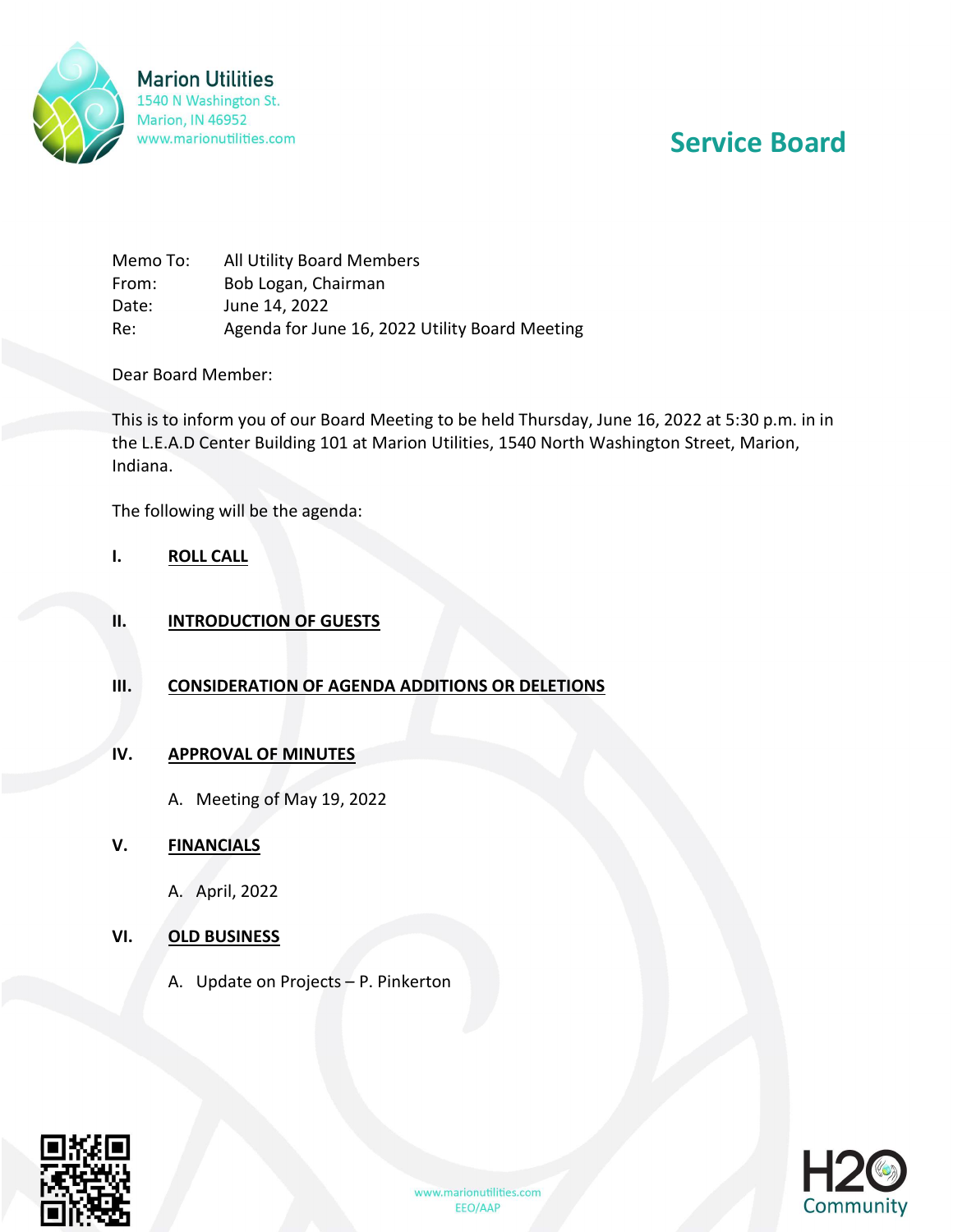**Marion Utilities**
1540 N Washington St.
Marion, IN 46952
www.marionutilities.com

# Service Board

Memo To: All Utility Board Members
From: Bob Logan, Chairman
Date: June 14, 2022
Re: Agenda for June 16, 2022 Utility Board Meeting

Dear Board Member:

This is to inform you of our Board Meeting to be held Thursday, June 16, 2022 at 5:30 p.m. in in the L.E.A.D Center Building 101 at Marion Utilities, 1540 North Washington Street, Marion, Indiana.

The following will be the agenda:

**I. ROLL CALL**

**II. INTRODUCTION OF GUESTS**

**III. CONSIDERATION OF AGENDA ADDITIONS OR DELETIONS**

**IV. APPROVAL OF MINUTES**

A. Meeting of May 19, 2022

**V. FINANCIALS**

A. April, 2022

**VI. OLD BUSINESS**

A. Update on Projects – P. Pinkerton

www.marionutilities.com
EEO/AAP

H2O Community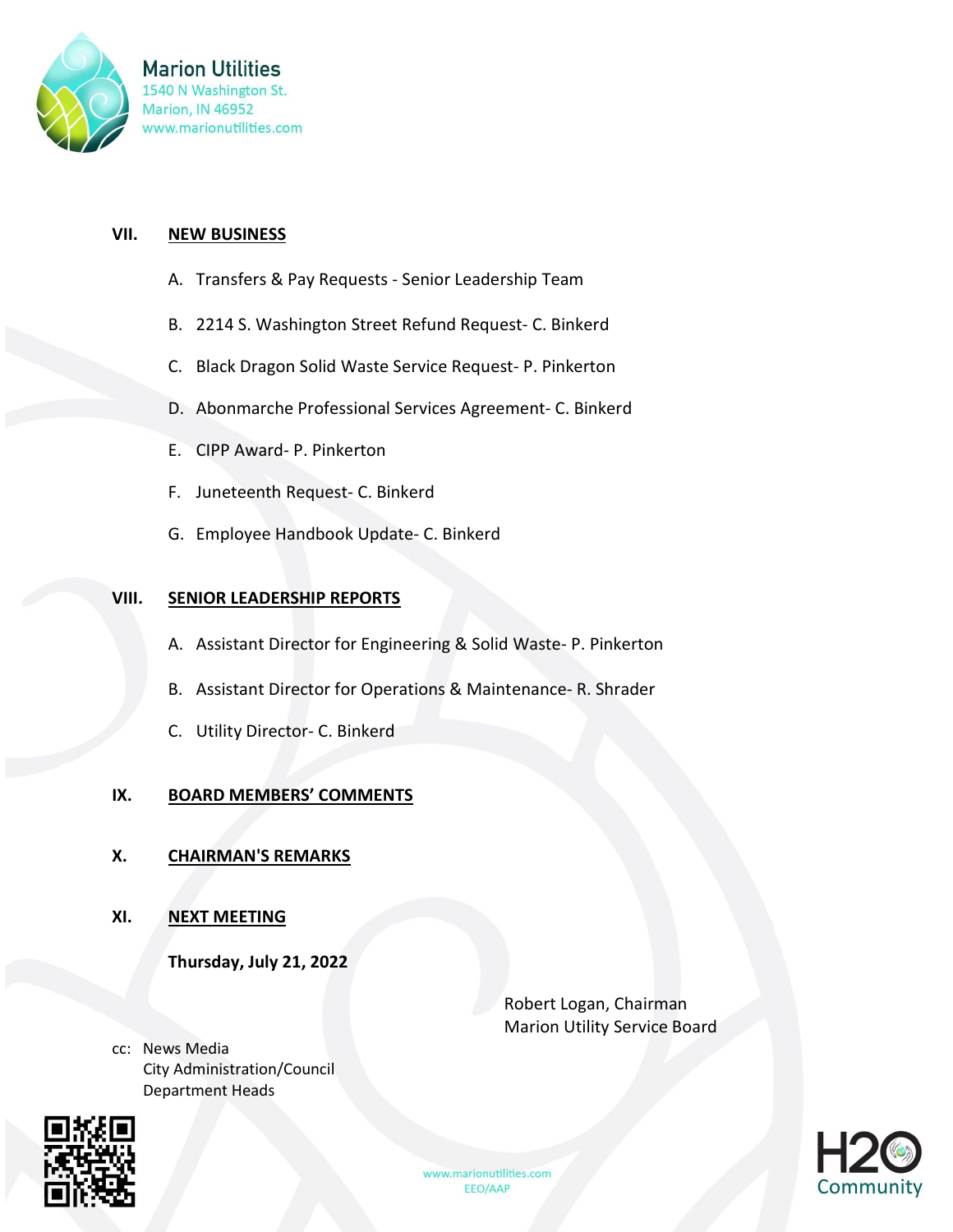Marion Utilities
1540 N Washington St.
Marion, IN 46952
www.marionutilities.com

## VII. NEW BUSINESS

A. Transfers & Pay Requests - Senior Leadership Team

B. 2214 S. Washington Street Refund Request- C. Binkerd

C. Black Dragon Solid Waste Service Request- P. Pinkerton

D. Abonmarche Professional Services Agreement- C. Binkerd

E. CIPP Award- P. Pinkerton

F. Juneteenth Request- C. Binkerd

G. Employee Handbook Update- C. Binkerd

## VIII. SENIOR LEADERSHIP REPORTS

A. Assistant Director for Engineering & Solid Waste- P. Pinkerton

B. Assistant Director for Operations & Maintenance- R. Shrader

C. Utility Director- C. Binkerd

## IX. BOARD MEMBERS' COMMENTS

## X. CHAIRMAN'S REMARKS

## XI. NEXT MEETING

**Thursday, July 21, 2022**

Robert Logan, Chairman
Marion Utility Service Board

cc: News Media
City Administration/Council
Department Heads

www.marionutilities.com
EEO/AAP

H2O Community